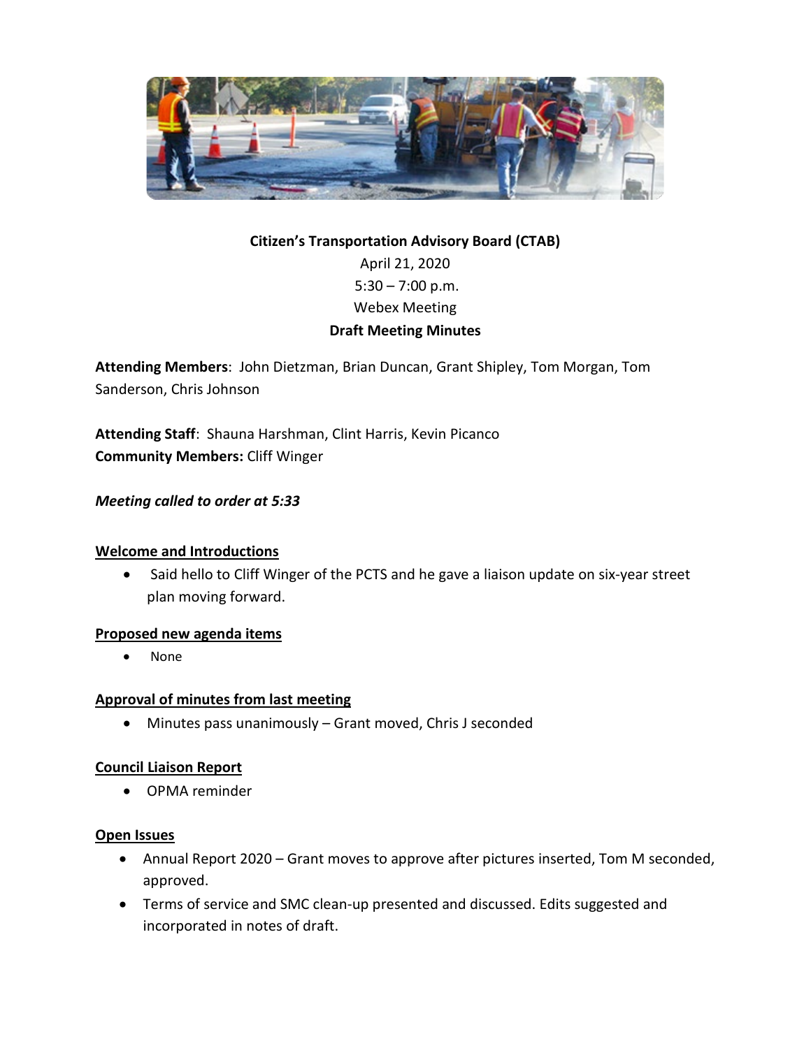**Citizen's Transportation Advisory Board (CTAB)**

April 21, 2020

5:30 – 7:00 p.m.

Webex Meeting

**Draft Meeting Minutes**

**Attending Members**: John Dietzman, Brian Duncan, Grant Shipley, Tom Morgan, Tom Sanderson, Chris Johnson

**Attending Staff**: Shauna Harshman, Clint Harris, Kevin Picanco
**Community Members:** Cliff Winger

***Meeting called to order at 5:33***

**Welcome and Introductions**

- Said hello to Cliff Winger of the PCTS and he gave a liaison update on six-year street plan moving forward.

**Proposed new agenda items**

- None

**Approval of minutes from last meeting**

- Minutes pass unanimously – Grant moved, Chris J seconded

**Council Liaison Report**

- OPMA reminder

**Open Issues**

- Annual Report 2020 – Grant moves to approve after pictures inserted, Tom M seconded, approved.
- Terms of service and SMC clean-up presented and discussed. Edits suggested and incorporated in notes of draft.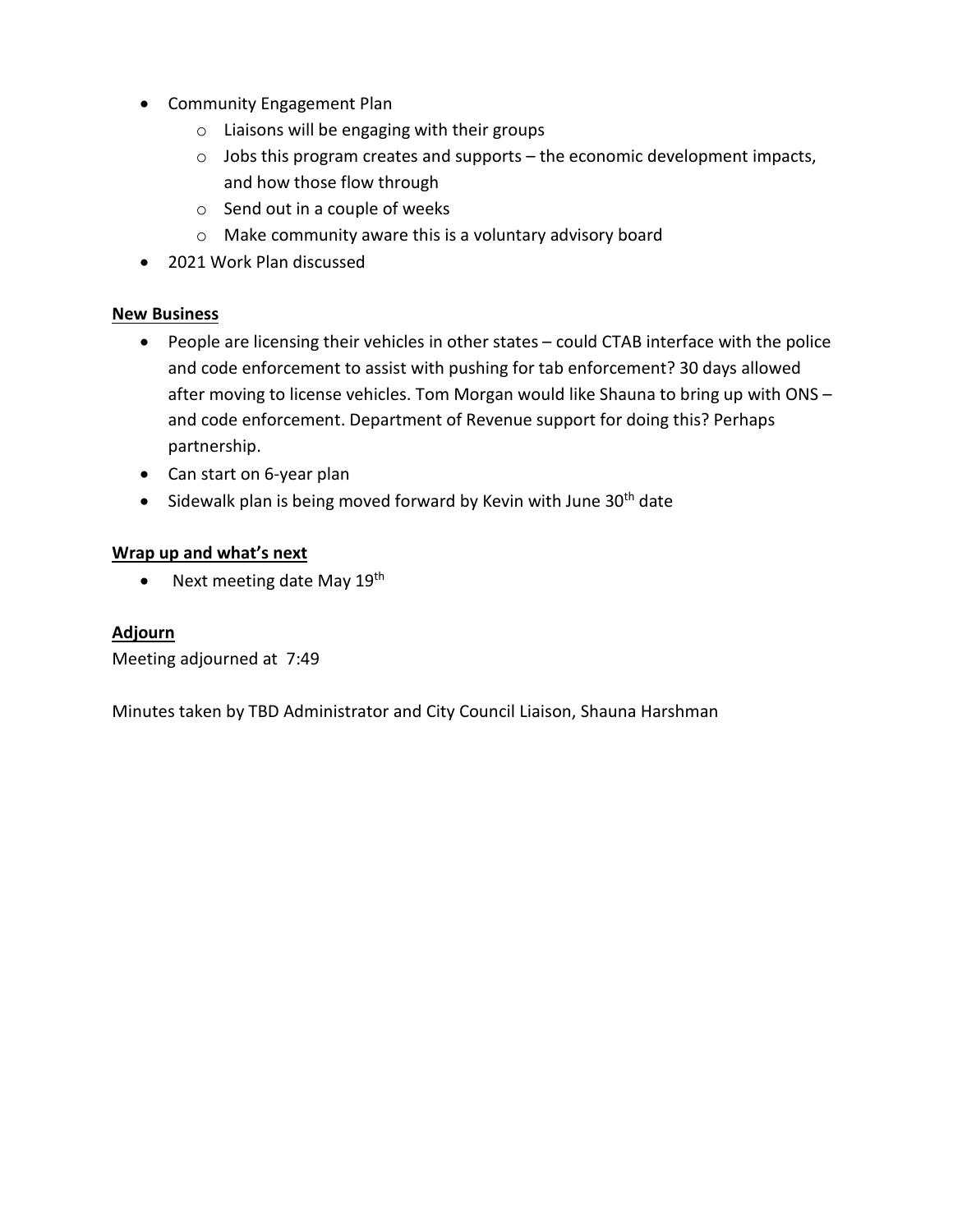- Community Engagement Plan
    - Liaisons will be engaging with their groups
    - Jobs this program creates and supports – the economic development impacts, and how those flow through
    - Send out in a couple of weeks
    - Make community aware this is a voluntary advisory board
- 2021 Work Plan discussed

**New Business**

- People are licensing their vehicles in other states – could CTAB interface with the police and code enforcement to assist with pushing for tab enforcement? 30 days allowed after moving to license vehicles. Tom Morgan would like Shauna to bring up with ONS – and code enforcement. Department of Revenue support for doing this? Perhaps partnership.
- Can start on 6-year plan
- Sidewalk plan is being moved forward by Kevin with June 30th date

**Wrap up and what's next**

- Next meeting date May 19th

**Adjourn**

Meeting adjourned at 7:49

Minutes taken by TBD Administrator and City Council Liaison, Shauna Harshman